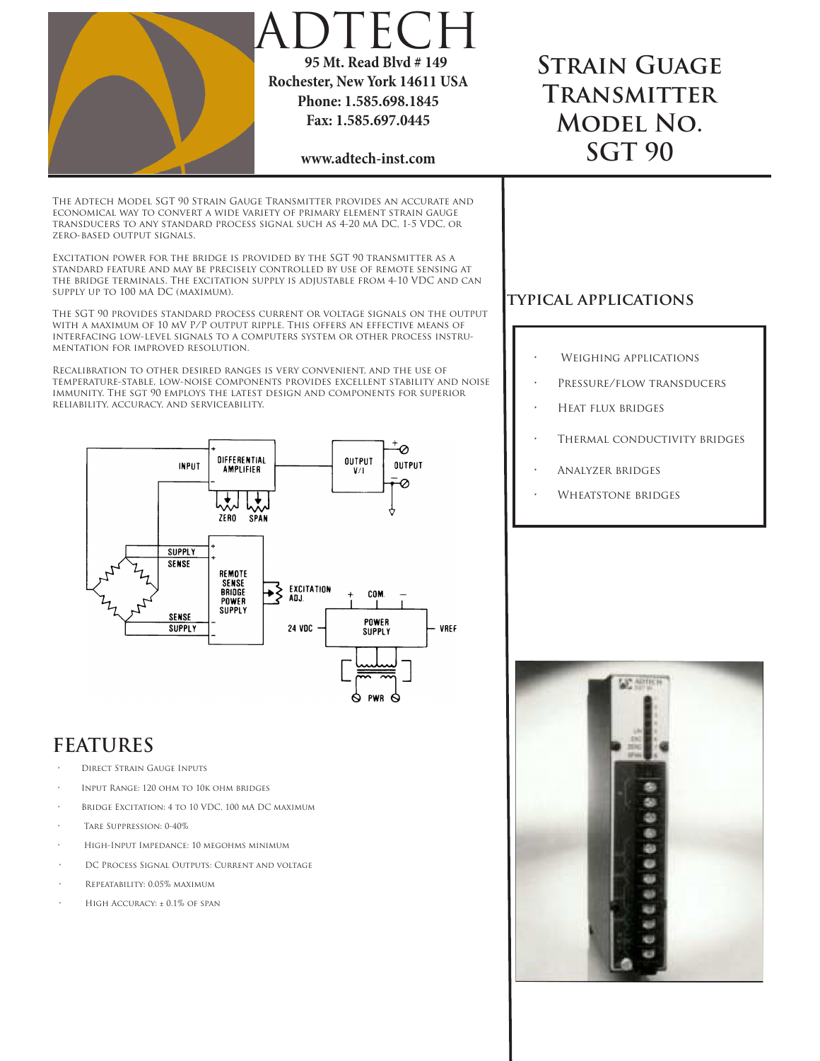# ADTECH

**95 Mt. Read Blvd # 149**
**Rochester, New York 14611 USA**
**Phone: 1.585.698.1845**
**Fax: 1.585.697.0445**

**www.adtech-inst.com**

# Strain Guage Transmitter Model No. SGT 90

The Adtech Model SGT 90 Strain Gauge Transmitter provides an accurate and economical way to convert a wide variety of primary element strain gauge transducers to any standard process signal such as 4-20 mA DC, 1-5 VDC, or zero-based output signals.

Excitation power for the bridge is provided by the SGT 90 transmitter as a standard feature and may be precisely controlled by use of remote sensing at the bridge terminals. The excitation supply is adjustable from 4-10 VDC and can supply up to 100 mA DC (maximum).

The SGT 90 provides standard process current or voltage signals on the output with a maximum of 10 mV p/p output ripple. This offers an effective means of interfacing low-level signals to a computers system or other process instrumentation for improved resolution.

Recalibration to other desired ranges is very convenient, and the use of temperature-stable, low-noise components provides excellent stability and noise immunity. The SGT 90 employs the latest design and components for superior reliability, accuracy, and serviceability.

## FEATURES

- Direct Strain Gauge Inputs
- Input Range: 120 ohm to 10k ohm bridges
- Bridge Excitation: 4 to 10 VDC, 100 mA DC maximum
- Tare Suppression: 0-40%
- High-Input Impedance: 10 megohms minimum
- DC Process Signal Outputs: Current and voltage
- Repeatability: 0.05% maximum
- High Accuracy: ± 0.1% of span

## TYPICAL APPLICATIONS

- Weighing applications
- Pressure/flow transducers
- Heat flux bridges
- Thermal conductivity bridges
- Analyzer bridges
- Wheatstone bridges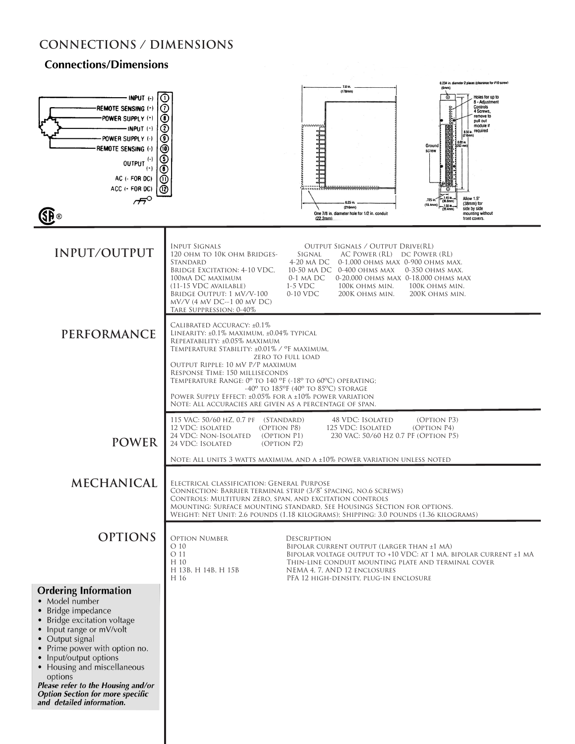# CONNECTIONS / DIMENSIONS

## Connections/Dimensions

INPUT (-) 1
REMOTE SENSING (+) 7
POWER SUPPLY (+) 8
INPUT (-) 2
POWER SUPPLY (-) 9
REMOTE SENSING (-) 10
OUTPUT (-) 5
(+) 6
AC (- FOR DC) 11
ACC (+ FOR DC) 12

7.0 in. (178mm)
8.25 in. (210mm)
One 7/8 in. diameter hole for 1/2 in. conduit (22.2mm)

0.234 in. diameter 2 places (clearance for #10 screw) (6mm)
Holes for up to 8 - Adjustment Controls
4 Screws, remove to pull out module if required
8.50 in. (216mm)
8.00 in. (203 mm)
Ground screw
.725 in. (18.4mm)
1.45 in. (36.8mm)
1.55 in. (39.4mm)
Allow 1.5" (38mm) for side by side mounting without front covers.

## INPUT/OUTPUT

Input Signals
120 ohm to 10k ohm Bridges-Standard
Bridge Excitation: 4-10 VDC, 100mA DC maximum (11-15 VDC available)
Bridge Output: 1 mV/V-100 mV/V (4 mV DC--1 00 mV DC)
Tare Suppression: 0-40%

Output Signals / Output Drive(RL)

| Signal | AC Power (RL) | DC Power (RL) |
|---|---|---|
| 4-20 mA DC | 0-1,000 ohms max | 0-900 ohms max. |
| 10-50 mA DC | 0-400 ohms max | 0-350 ohms max. |
| 0-1 mA DC | 0-20,000 ohms max | 0-18,000 ohms max |
| 1-5 VDC | 100K ohms min. | 100K ohms min. |
| 0-10 VDC | 200K ohms min. | 200K ohms min. |

## PERFORMANCE

Calibrated Accuracy: ±0.1%
Linearity: ±0.1% maximum, ±0.04% typical
Repeatability: ±0.05% maximum
Temperature Stability: ±0.01% / °F maximum, zero to full load
Output Ripple: 10 mV P/P maximum
Response Time: 150 milliseconds
Temperature Range: 0° to 140 °F (-18° to 60°C) operating; -40° to 185°F (40° to 85°C) storage
Power Supply Effect: ±0.05% for a ±10% power variation
Note: All accuracies are given as a percentage of span.

## POWER

115 VAC: 50/60 Hz, 0.7 pf (Standard)
12 VDC: isolated (Option P8)
24 VDC: Non-Isolated (Option P1)
24 VDC: Isolated (Option P2)
48 VDC: Isolated (Option P3)
125 VDC: Isolated (Option P4)
230 VAC: 50/60 Hz 0.7 pf (Option P5)

Note: All units 3 watts maximum, and a ±10% power variation unless noted

## MECHANICAL

Electrical classification: General Purpose
Connection: Barrier terminal strip (3/8" spacing, no.6 screws)
Controls: Multiturn zero, span, and excitation controls
Mounting: Surface mounting standard, See Housings Section for options.
Weight: Net Unit: 2.6 pounds (1.18 kilograms); Shipping: 3.0 pounds (1.36 kilograms)

## OPTIONS

| Option Number | Description |
|---|---|
| O 10 | Bipolar current output (larger than ±1 mA) |
| O 11 | Bipolar voltage output to +10 VDC: at 1 mA, bipolar current ±1 mA |
| H 10 | Thin-line conduit mounting plate and terminal cover |
| H 13B, H 14B, H 15B | NEMA 4, 7, and 12 enclosures |
| H 16 | PFA 12 high-density, plug-in enclosure |

### Ordering Information

- Model number
- Bridge impedance
- Bridge excitation voltage
- Input range or mV/volt
- Output signal
- Prime power with option no.
- Input/output options
- Housing and miscellaneous options

***Please refer to the Housing and/or Option Section for more specific and detailed information.***